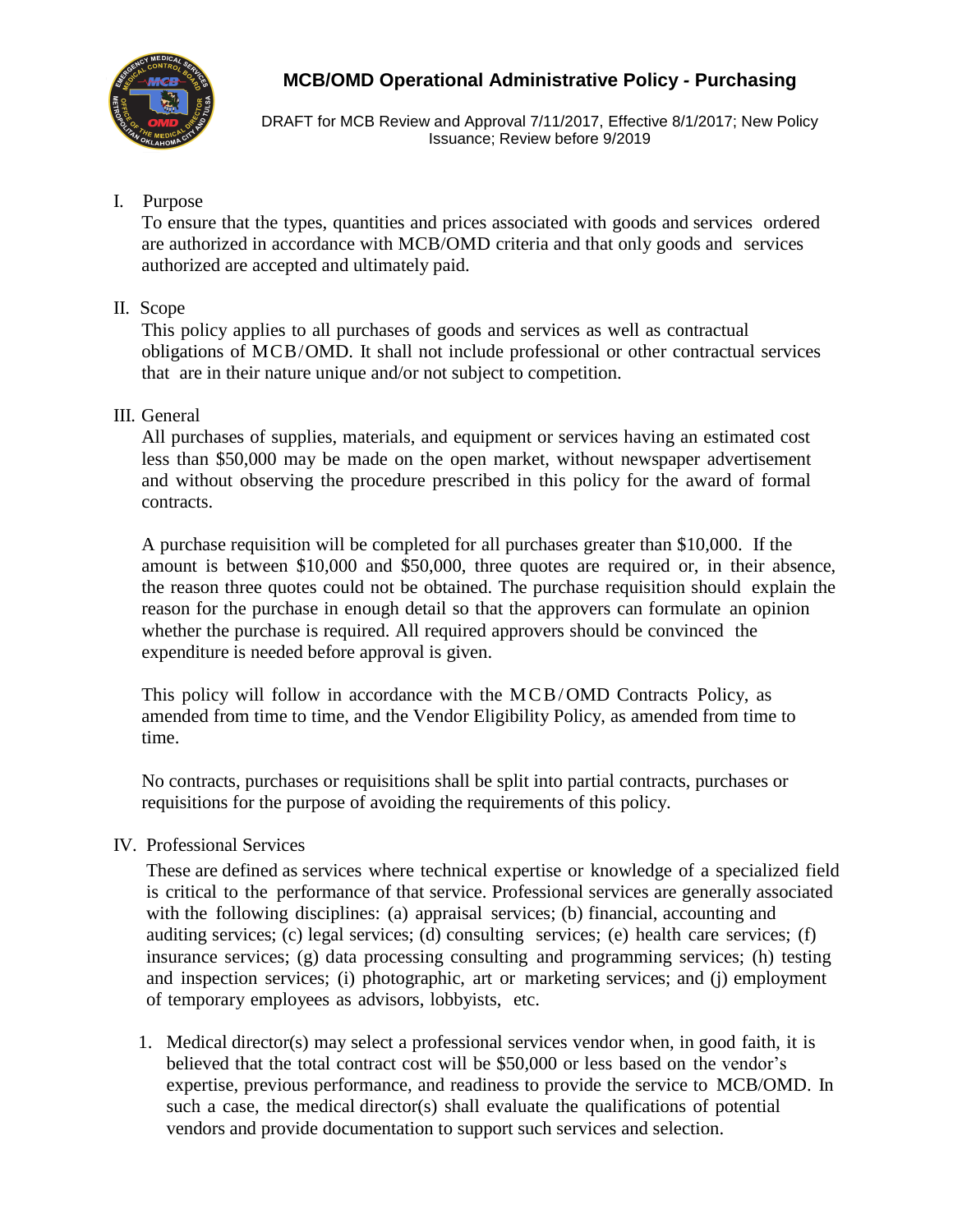# MCB/OMD Operational Administrative Policy - Purchasing

DRAFT for MCB Review and Approval 7/11/2017, Effective 8/1/2017; New Policy Issuance; Review before 9/2019

## I. Purpose

To ensure that the types, quantities and prices associated with goods and services ordered are authorized in accordance with MCB/OMD criteria and that only goods and services authorized are accepted and ultimately paid.

## II. Scope

This policy applies to all purchases of goods and services as well as contractual obligations of MCB/OMD. It shall not include professional or other contractual services that are in their nature unique and/or not subject to competition.

## III. General

All purchases of supplies, materials, and equipment or services having an estimated cost less than $50,000 may be made on the open market, without newspaper advertisement and without observing the procedure prescribed in this policy for the award of formal contracts.

A purchase requisition will be completed for all purchases greater than $10,000. If the amount is between $10,000 and $50,000, three quotes are required or, in their absence, the reason three quotes could not be obtained. The purchase requisition should explain the reason for the purchase in enough detail so that the approvers can formulate an opinion whether the purchase is required. All required approvers should be convinced the expenditure is needed before approval is given.

This policy will follow in accordance with the MCB/OMD Contracts Policy, as amended from time to time, and the Vendor Eligibility Policy, as amended from time to time.

No contracts, purchases or requisitions shall be split into partial contracts, purchases or requisitions for the purpose of avoiding the requirements of this policy.

## IV. Professional Services

These are defined as services where technical expertise or knowledge of a specialized field is critical to the performance of that service. Professional services are generally associated with the following disciplines: (a) appraisal services; (b) financial, accounting and auditing services; (c) legal services; (d) consulting services; (e) health care services; (f) insurance services; (g) data processing consulting and programming services; (h) testing and inspection services; (i) photographic, art or marketing services; and (j) employment of temporary employees as advisors, lobbyists, etc.

1. Medical director(s) may select a professional services vendor when, in good faith, it is believed that the total contract cost will be $50,000 or less based on the vendor's expertise, previous performance, and readiness to provide the service to MCB/OMD. In such a case, the medical director(s) shall evaluate the qualifications of potential vendors and provide documentation to support such services and selection.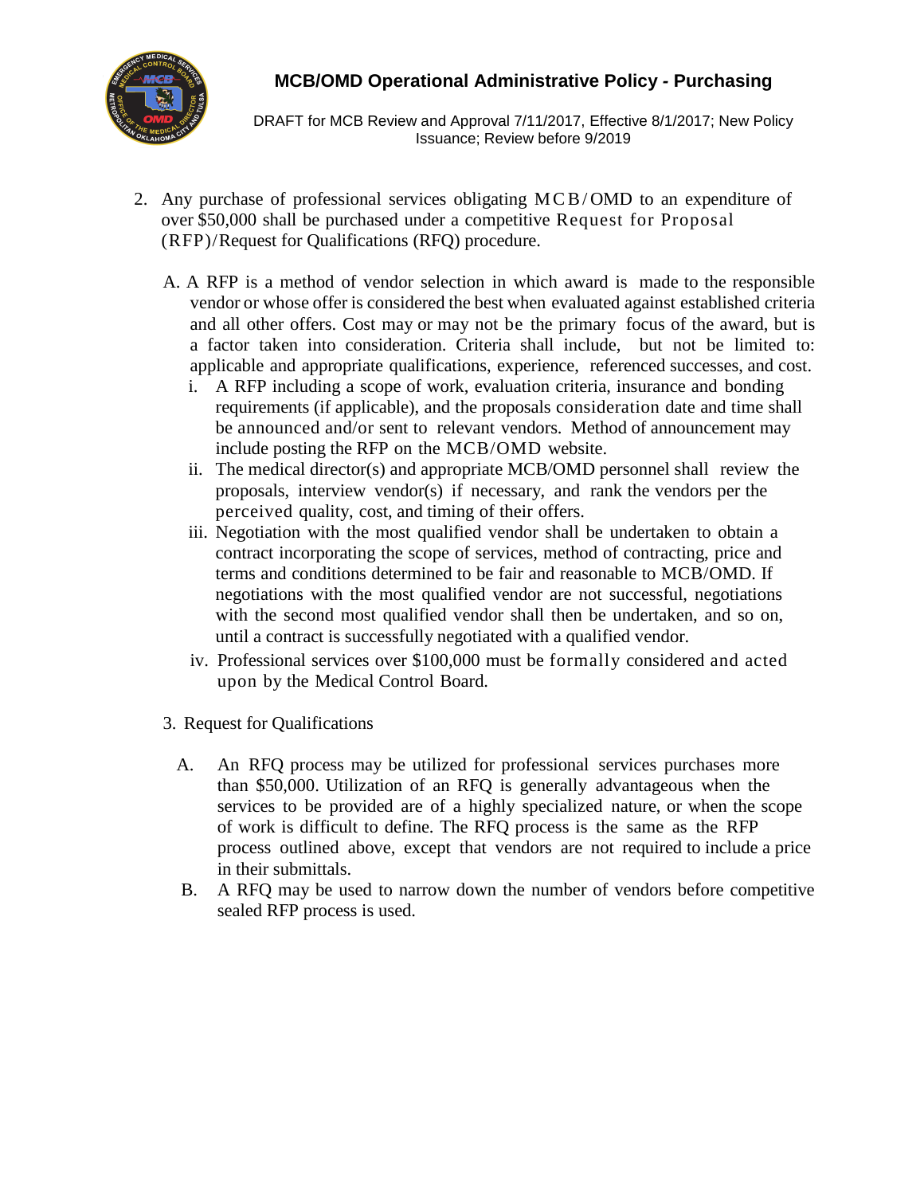2. Any purchase of professional services obligating MCB/OMD to an expenditure of over $50,000 shall be purchased under a competitive Request for Proposal (RFP)/Request for Qualifications (RFQ) procedure.

   A. A RFP is a method of vendor selection in which award is made to the responsible vendor or whose offer is considered the best when evaluated against established criteria and all other offers. Cost may or may not be the primary focus of the award, but is a factor taken into consideration. Criteria shall include, but not be limited to: applicable and appropriate qualifications, experience, referenced successes, and cost.

      i. A RFP including a scope of work, evaluation criteria, insurance and bonding requirements (if applicable), and the proposals consideration date and time shall be announced and/or sent to relevant vendors. Method of announcement may include posting the RFP on the MCB/OMD website.
      ii. The medical director(s) and appropriate MCB/OMD personnel shall review the proposals, interview vendor(s) if necessary, and rank the vendors per the perceived quality, cost, and timing of their offers.
      iii. Negotiation with the most qualified vendor shall be undertaken to obtain a contract incorporating the scope of services, method of contracting, price and terms and conditions determined to be fair and reasonable to MCB/OMD. If negotiations with the most qualified vendor are not successful, negotiations with the second most qualified vendor shall then be undertaken, and so on, until a contract is successfully negotiated with a qualified vendor.
      iv. Professional services over $100,000 must be formally considered and acted upon by the Medical Control Board.

3. Request for Qualifications

   A. An RFQ process may be utilized for professional services purchases more than $50,000. Utilization of an RFQ is generally advantageous when the services to be provided are of a highly specialized nature, or when the scope of work is difficult to define. The RFQ process is the same as the RFP process outlined above, except that vendors are not required to include a price in their submittals.

   B. A RFQ may be used to narrow down the number of vendors before competitive sealed RFP process is used.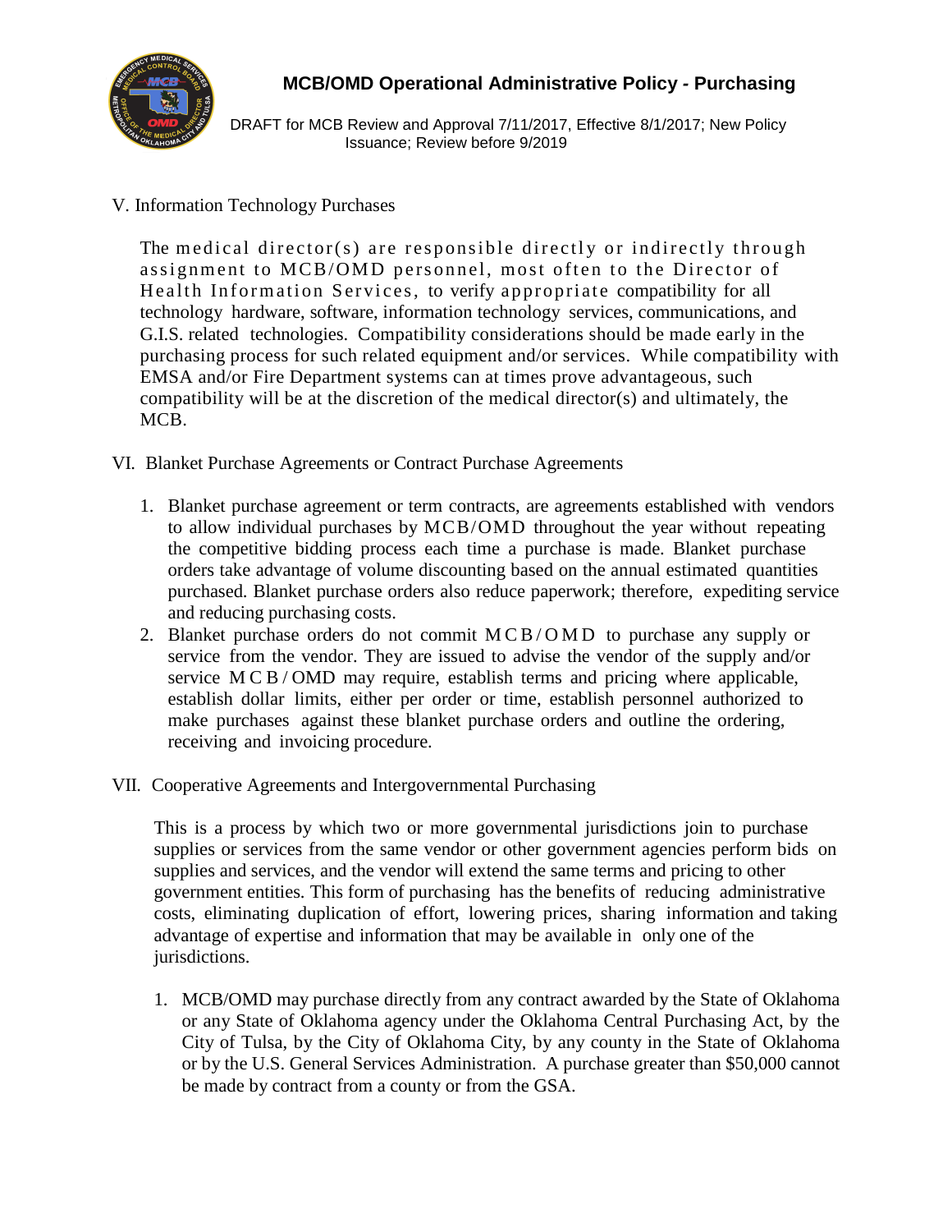V. Information Technology Purchases

The medical director(s) are responsible directly or indirectly through assignment to MCB/OMD personnel, most often to the Director of Health Information Services, to verify appropriate compatibility for all technology hardware, software, information technology services, communications, and G.I.S. related technologies. Compatibility considerations should be made early in the purchasing process for such related equipment and/or services. While compatibility with EMSA and/or Fire Department systems can at times prove advantageous, such compatibility will be at the discretion of the medical director(s) and ultimately, the MCB.

VI. Blanket Purchase Agreements or Contract Purchase Agreements

1. Blanket purchase agreement or term contracts, are agreements established with vendors to allow individual purchases by MCB/OMD throughout the year without repeating the competitive bidding process each time a purchase is made. Blanket purchase orders take advantage of volume discounting based on the annual estimated quantities purchased. Blanket purchase orders also reduce paperwork; therefore, expediting service and reducing purchasing costs.
2. Blanket purchase orders do not commit MCB/OMD to purchase any supply or service from the vendor. They are issued to advise the vendor of the supply and/or service MCB/OMD may require, establish terms and pricing where applicable, establish dollar limits, either per order or time, establish personnel authorized to make purchases against these blanket purchase orders and outline the ordering, receiving and invoicing procedure.

VII. Cooperative Agreements and Intergovernmental Purchasing

This is a process by which two or more governmental jurisdictions join to purchase supplies or services from the same vendor or other government agencies perform bids on supplies and services, and the vendor will extend the same terms and pricing to other government entities. This form of purchasing has the benefits of reducing administrative costs, eliminating duplication of effort, lowering prices, sharing information and taking advantage of expertise and information that may be available in only one of the jurisdictions.

1. MCB/OMD may purchase directly from any contract awarded by the State of Oklahoma or any State of Oklahoma agency under the Oklahoma Central Purchasing Act, by the City of Tulsa, by the City of Oklahoma City, by any county in the State of Oklahoma or by the U.S. General Services Administration. A purchase greater than $50,000 cannot be made by contract from a county or from the GSA.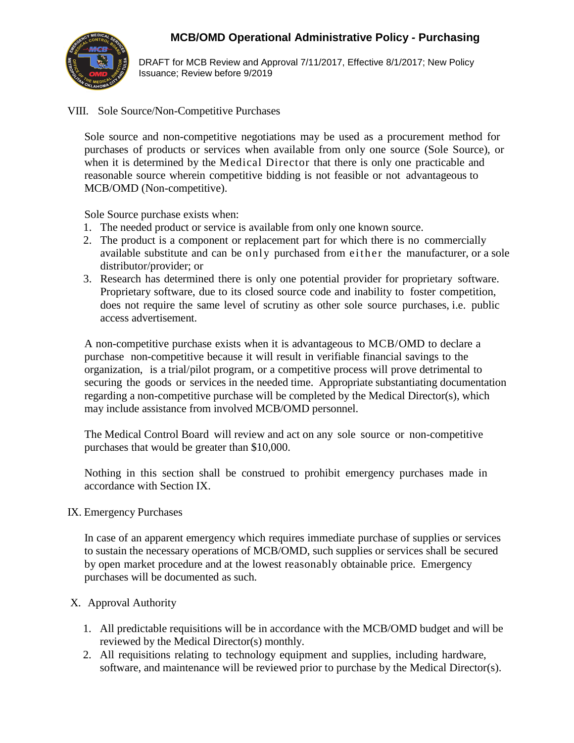## VIII. Sole Source/Non-Competitive Purchases

Sole source and non-competitive negotiations may be used as a procurement method for purchases of products or services when available from only one source (Sole Source), or when it is determined by the Medical Director that there is only one practicable and reasonable source wherein competitive bidding is not feasible or not advantageous to MCB/OMD (Non-competitive).

Sole Source purchase exists when:

1. The needed product or service is available from only one known source.
2. The product is a component or replacement part for which there is no commercially available substitute and can be only purchased from either the manufacturer, or a sole distributor/provider; or
3. Research has determined there is only one potential provider for proprietary software. Proprietary software, due to its closed source code and inability to foster competition, does not require the same level of scrutiny as other sole source purchases, i.e. public access advertisement.

A non-competitive purchase exists when it is advantageous to MCB/OMD to declare a purchase non-competitive because it will result in verifiable financial savings to the organization, is a trial/pilot program, or a competitive process will prove detrimental to securing the goods or services in the needed time. Appropriate substantiating documentation regarding a non-competitive purchase will be completed by the Medical Director(s), which may include assistance from involved MCB/OMD personnel.

The Medical Control Board will review and act on any sole source or non-competitive purchases that would be greater than $10,000.

Nothing in this section shall be construed to prohibit emergency purchases made in accordance with Section IX.

## IX. Emergency Purchases

In case of an apparent emergency which requires immediate purchase of supplies or services to sustain the necessary operations of MCB/OMD, such supplies or services shall be secured by open market procedure and at the lowest reasonably obtainable price. Emergency purchases will be documented as such.

## X. Approval Authority

1. All predictable requisitions will be in accordance with the MCB/OMD budget and will be reviewed by the Medical Director(s) monthly.
2. All requisitions relating to technology equipment and supplies, including hardware, software, and maintenance will be reviewed prior to purchase by the Medical Director(s).